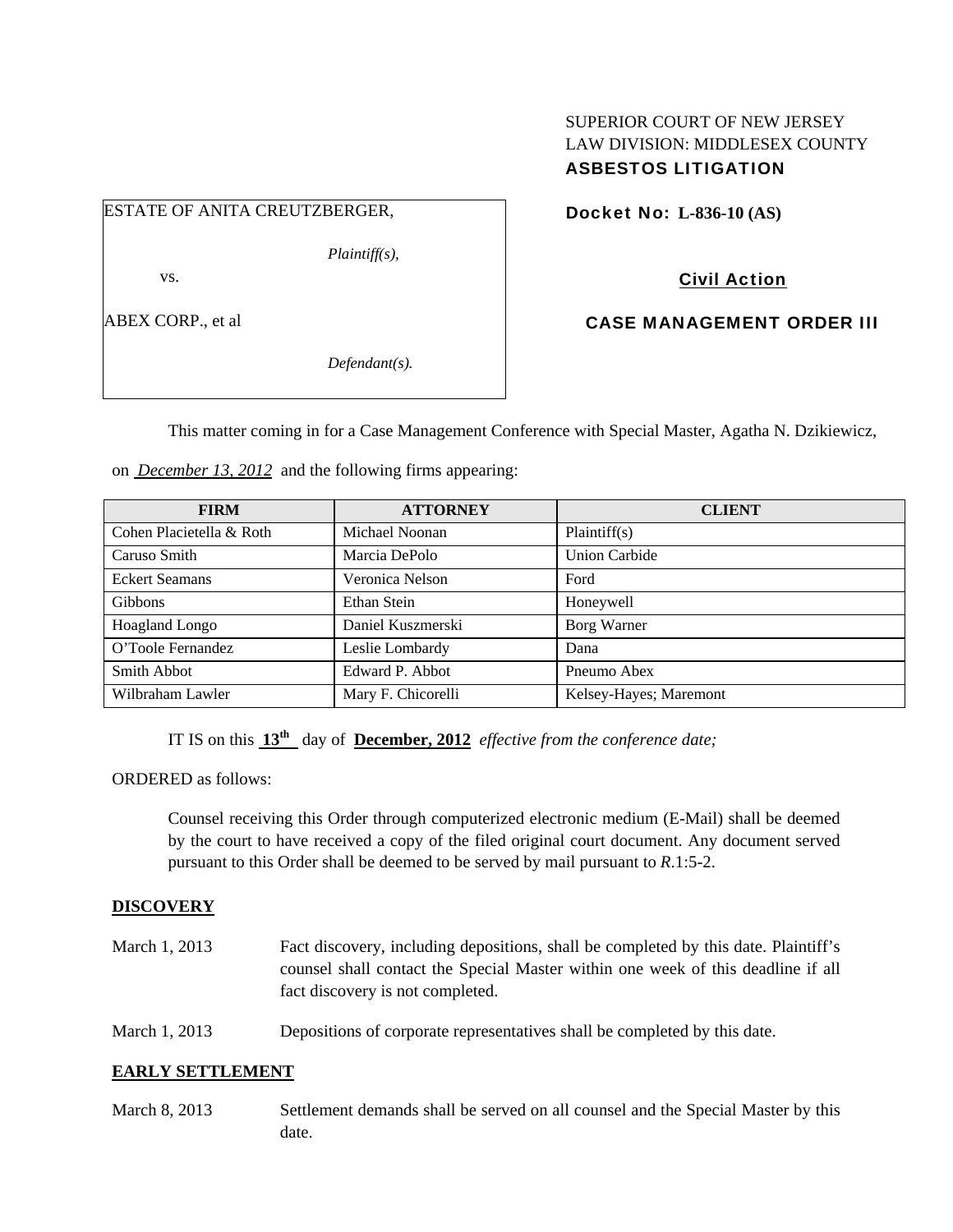SUPERIOR COURT OF NEW JERSEY
LAW DIVISION: MIDDLESEX COUNTY
**ASBESTOS LITIGATION**

ESTATE OF ANITA CREUTZBERGER,

*Plaintiff(s),*

vs.

ABEX CORP., et al

*Defendant(s).*

**Docket No: L-836-10 (AS)**

**Civil Action**

**CASE MANAGEMENT ORDER III**

This matter coming in for a Case Management Conference with Special Master, Agatha N. Dzikiewicz, on *December 13, 2012* and the following firms appearing:

| FIRM | ATTORNEY | CLIENT |
|---|---|---|
| Cohen Placietella & Roth | Michael Noonan | Plaintiff(s) |
| Caruso Smith | Marcia DePolo | Union Carbide |
| Eckert Seamans | Veronica Nelson | Ford |
| Gibbons | Ethan Stein | Honeywell |
| Hoagland Longo | Daniel Kuszmerski | Borg Warner |
| O'Toole Fernandez | Leslie Lombardy | Dana |
| Smith Abbot | Edward P. Abbot | Pneumo Abex |
| Wilbraham Lawler | Mary F. Chicorelli | Kelsey-Hayes; Maremont |

IT IS on this **13th** day of **December, 2012** *effective from the conference date;*

ORDERED as follows:

Counsel receiving this Order through computerized electronic medium (E-Mail) shall be deemed by the court to have received a copy of the filed original court document. Any document served pursuant to this Order shall be deemed to be served by mail pursuant to *R*.1:5-2.

## DISCOVERY

March 1, 2013 — Fact discovery, including depositions, shall be completed by this date. Plaintiff's counsel shall contact the Special Master within one week of this deadline if all fact discovery is not completed.

March 1, 2013 — Depositions of corporate representatives shall be completed by this date.

## EARLY SETTLEMENT

March 8, 2013 — Settlement demands shall be served on all counsel and the Special Master by this date.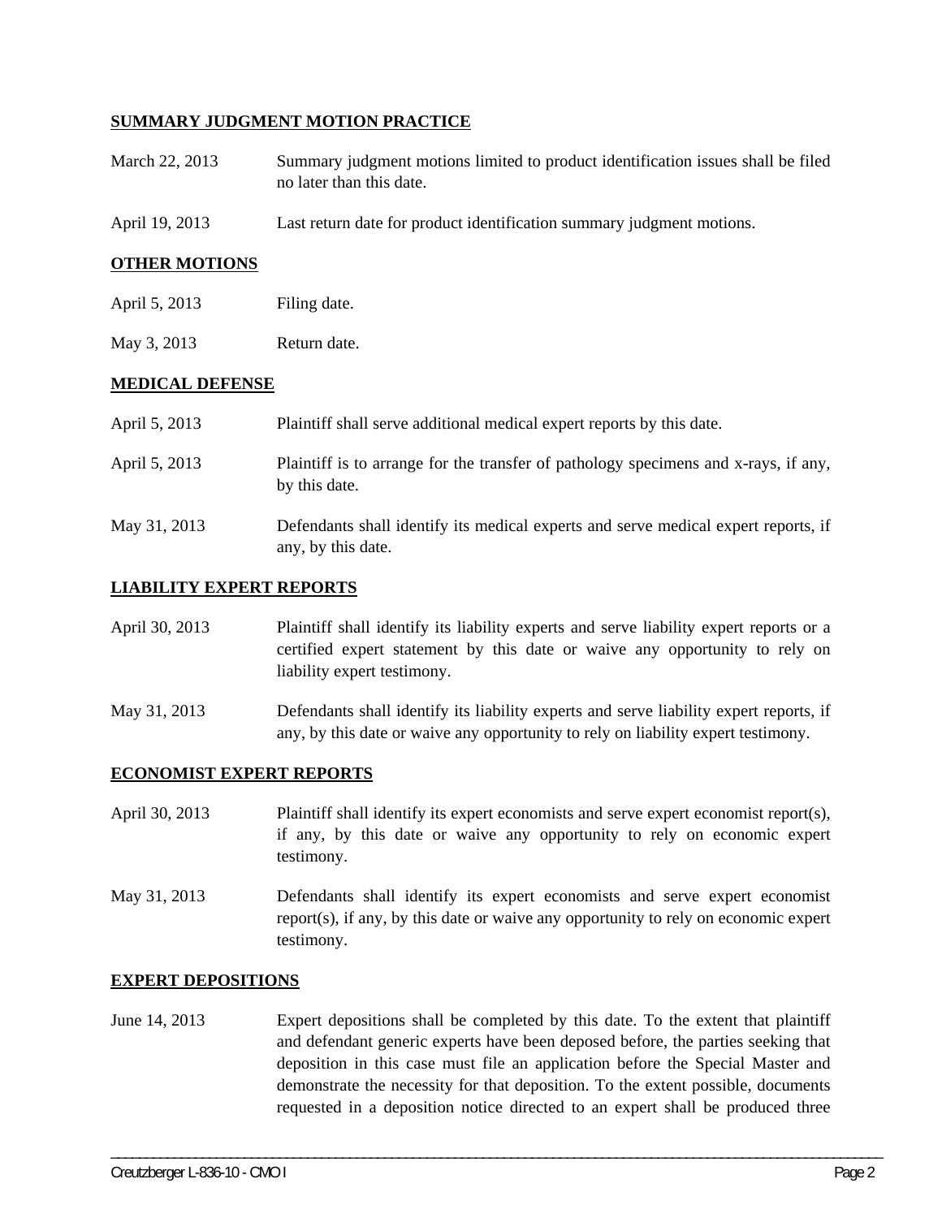## SUMMARY JUDGMENT MOTION PRACTICE

March 22, 2013 — Summary judgment motions limited to product identification issues shall be filed no later than this date.

April 19, 2013 — Last return date for product identification summary judgment motions.

## OTHER MOTIONS

April 5, 2013 — Filing date.

May 3, 2013 — Return date.

## MEDICAL DEFENSE

April 5, 2013 — Plaintiff shall serve additional medical expert reports by this date.

April 5, 2013 — Plaintiff is to arrange for the transfer of pathology specimens and x-rays, if any, by this date.

May 31, 2013 — Defendants shall identify its medical experts and serve medical expert reports, if any, by this date.

## LIABILITY EXPERT REPORTS

April 30, 2013 — Plaintiff shall identify its liability experts and serve liability expert reports or a certified expert statement by this date or waive any opportunity to rely on liability expert testimony.

May 31, 2013 — Defendants shall identify its liability experts and serve liability expert reports, if any, by this date or waive any opportunity to rely on liability expert testimony.

## ECONOMIST EXPERT REPORTS

April 30, 2013 — Plaintiff shall identify its expert economists and serve expert economist report(s), if any, by this date or waive any opportunity to rely on economic expert testimony.

May 31, 2013 — Defendants shall identify its expert economists and serve expert economist report(s), if any, by this date or waive any opportunity to rely on economic expert testimony.

## EXPERT DEPOSITIONS

June 14, 2013 — Expert depositions shall be completed by this date. To the extent that plaintiff and defendant generic experts have been deposed before, the parties seeking that deposition in this case must file an application before the Special Master and demonstrate the necessity for that deposition. To the extent possible, documents requested in a deposition notice directed to an expert shall be produced three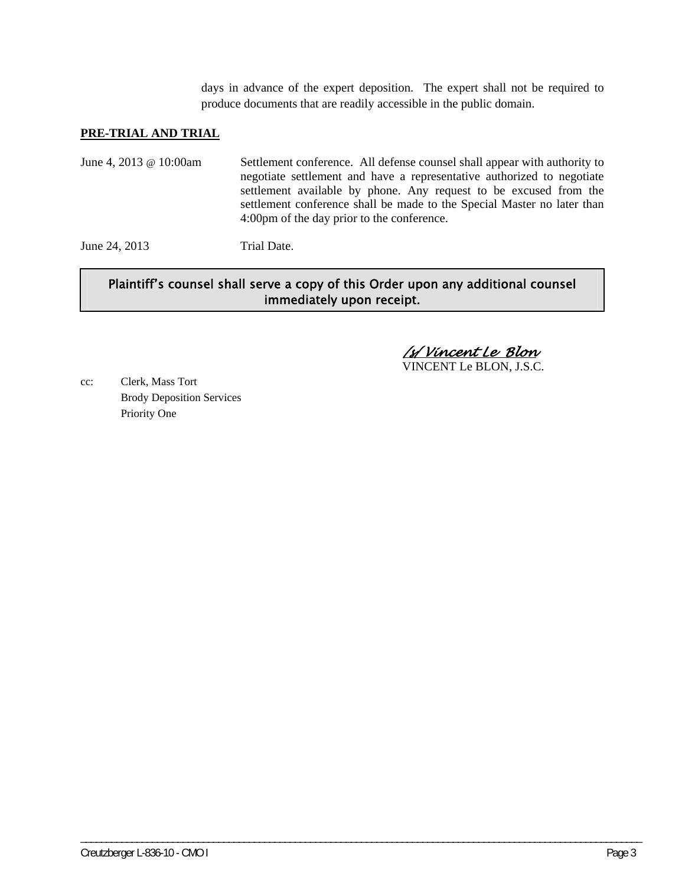days in advance of the expert deposition. The expert shall not be required to produce documents that are readily accessible in the public domain.

**PRE-TRIAL AND TRIAL**

| | |
|---|---|
| June 4, 2013 @ 10:00am | Settlement conference. All defense counsel shall appear with authority to negotiate settlement and have a representative authorized to negotiate settlement available by phone. Any request to be excused from the settlement conference shall be made to the Special Master no later than 4:00pm of the day prior to the conference. |
| June 24, 2013 | Trial Date. |

**Plaintiff's counsel shall serve a copy of this Order upon any additional counsel immediately upon receipt.**

*/s/ Vincent Le Blon*
VINCENT Le BLON, J.S.C.

cc: Clerk, Mass Tort
Brody Deposition Services
Priority One